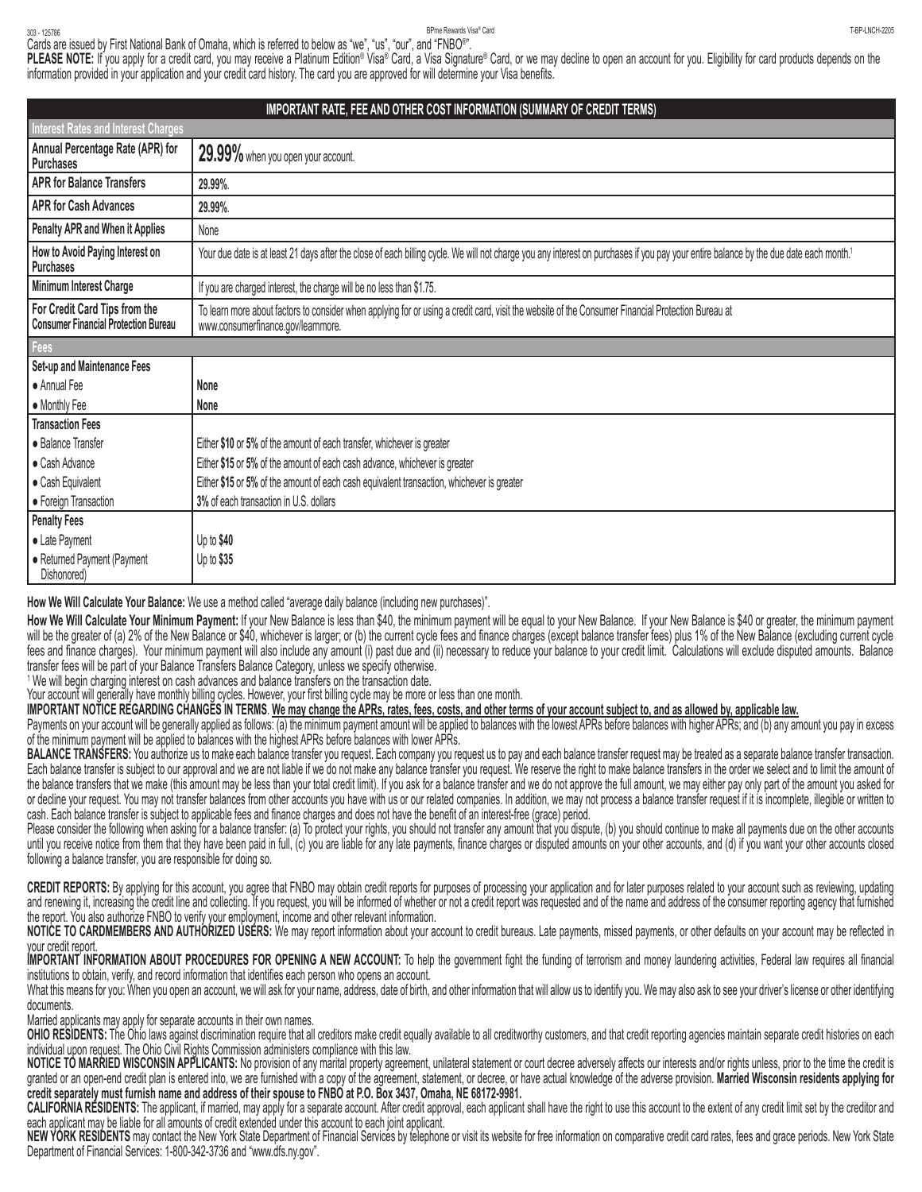Cards are issued by First National Bank of Omaha, which is referred to below as "we", "us", "our", and "FNBO®".

**PLEASE NOTE:** If you apply for a credit card, you may receive a Platinum Edition® Visa® Card, a Visa Signature® Card, or we may decline to open an account for you. Eligibility for card products depends on the information provided in your application and your credit card history. The card you are approved for will determine your Visa benefits.

| **IMPORTANT RATE, FEE AND OTHER COST INFORMATION (SUMMARY OF CREDIT TERMS)** | |
|---|---|
| **Interest Rates and Interest Charges** | |
| **Annual Percentage Rate (APR) for Purchases** | **29.99%** when you open your account. |
| **APR for Balance Transfers** | **29.99%**. |
| **APR for Cash Advances** | **29.99%**. |
| **Penalty APR and When it Applies** | None |
| **How to Avoid Paying Interest on Purchases** | Your due date is at least 21 days after the close of each billing cycle. We will not charge you any interest on purchases if you pay your entire balance by the due date each month.[1] |
| **Minimum Interest Charge** | If you are charged interest, the charge will be no less than $1.75. |
| **For Credit Card Tips from the Consumer Financial Protection Bureau** | To learn more about factors to consider when applying for or using a credit card, visit the website of the Consumer Financial Protection Bureau at www.consumerfinance.gov/learnmore. |
| **Fees** | |
| **Set-up and Maintenance Fees** | |
| ● Annual Fee | **None** |
| ● Monthly Fee | **None** |
| **Transaction Fees** | |
| ● Balance Transfer | Either **$10** or **5%** of the amount of each transfer, whichever is greater |
| ● Cash Advance | Either **$15** or **5%** of the amount of each cash advance, whichever is greater |
| ● Cash Equivalent | Either **$15** or **5%** of the amount of each cash equivalent transaction, whichever is greater |
| ● Foreign Transaction | **3%** of each transaction in U.S. dollars |
| **Penalty Fees** | |
| ● Late Payment | Up to **$40** |
| ● Returned Payment (Payment Dishonored) | Up to **$35** |

**How We Will Calculate Your Balance:** We use a method called "average daily balance (including new purchases)".

**How We Will Calculate Your Minimum Payment:** If your New Balance is less than $40, the minimum payment will be equal to your New Balance. If your New Balance is $40 or greater, the minimum payment will be the greater of (a) 2% of the New Balance or $40, whichever is larger; or (b) the current cycle fees and finance charges (except balance transfer fees) plus 1% of the New Balance (excluding current cycle fees and finance charges). Your minimum payment will also include any amount (i) past due and (ii) necessary to reduce your balance to your credit limit. Calculations will exclude disputed amounts. Balance transfer fees will be part of your Balance Transfers Balance Category, unless we specify otherwise.

[1] We will begin charging interest on cash advances and balance transfers on the transaction date.

Your account will generally have monthly billing cycles. However, your first billing cycle may be more or less than one month.

**IMPORTANT NOTICE REGARDING CHANGES IN TERMS. We may change the APRs, rates, fees, costs, and other terms of your account subject to, and as allowed by, applicable law.**

Payments on your account will be generally applied as follows: (a) the minimum payment amount will be applied to balances with the lowest APRs before balances with higher APRs; and (b) any amount you pay in excess of the minimum payment will be applied to balances with the highest APRs before balances with lower APRs.

**BALANCE TRANSFERS:** You authorize us to make each balance transfer you request. Each company you request us to pay and each balance transfer request may be treated as a separate balance transfer transaction. Each balance transfer is subject to our approval and we are not liable if we do not make any balance transfer you request. We reserve the right to make balance transfers in the order we select and to limit the amount of the balance transfers that we make (this amount may be less than your total credit limit). If you ask for a balance transfer and we do not approve the full amount, we may either pay only part of the amount you asked for or decline your request. You may not transfer balances from other accounts you have with us or our related companies. In addition, we may not process a balance transfer request if it is incomplete, illegible or written to cash. Each balance transfer is subject to applicable fees and finance charges and does not have the benefit of an interest-free (grace) period.

Please consider the following when asking for a balance transfer: (a) To protect your rights, you should not transfer any amount that you dispute, (b) you should continue to make all payments due on the other accounts until you receive notice from them that they have been paid in full, (c) you are liable for any late payments, finance charges or disputed amounts on your other accounts, and (d) if you want your other accounts closed following a balance transfer, you are responsible for doing so.

**CREDIT REPORTS:** By applying for this account, you agree that FNBO may obtain credit reports for purposes of processing your application and for later purposes related to your account such as reviewing, updating and renewing it, increasing the credit line and collecting. If you request, you will be informed of whether or not a credit report was requested and of the name and address of the consumer reporting agency that furnished the report. You also authorize FNBO to verify your employment, income and other relevant information.

**NOTICE TO CARDMEMBERS AND AUTHORIZED USERS:** We may report information about your account to credit bureaus. Late payments, missed payments, or other defaults on your account may be reflected in your credit report.

**IMPORTANT INFORMATION ABOUT PROCEDURES FOR OPENING A NEW ACCOUNT:** To help the government fight the funding of terrorism and money laundering activities, Federal law requires all financial institutions to obtain, verify, and record information that identifies each person who opens an account.

What this means for you: When you open an account, we will ask for your name, address, date of birth, and other information that will allow us to identify you. We may also ask to see your driver's license or other identifying documents.

Married applicants may apply for separate accounts in their own names.

**OHIO RESIDENTS:** The Ohio laws against discrimination require that all creditors make credit equally available to all creditworthy customers, and that credit reporting agencies maintain separate credit histories on each individual upon request. The Ohio Civil Rights Commission administers compliance with this law.

**NOTICE TO MARRIED WISCONSIN APPLICANTS:** No provision of any marital property agreement, unilateral statement or court decree adversely affects our interests and/or rights unless, prior to the time the credit is granted or an open-end credit plan is entered into, we are furnished with a copy of the agreement, statement, or decree, or have actual knowledge of the adverse provision. **Married Wisconsin residents applying for credit separately must furnish name and address of their spouse to FNBO at P.O. Box 3437, Omaha, NE 68172-9981.**

**CALIFORNIA RESIDENTS:** The applicant, if married, may apply for a separate account. After credit approval, each applicant shall have the right to use this account to the extent of any credit limit set by the creditor and each applicant may be liable for all amounts of credit extended under this account to each joint applicant.

**NEW YORK RESIDENTS** may contact the New York State Department of Financial Services by telephone or visit its website for free information on comparative credit card rates, fees and grace periods. New York State Department of Financial Services: 1-800-342-3736 and "www.dfs.ny.gov".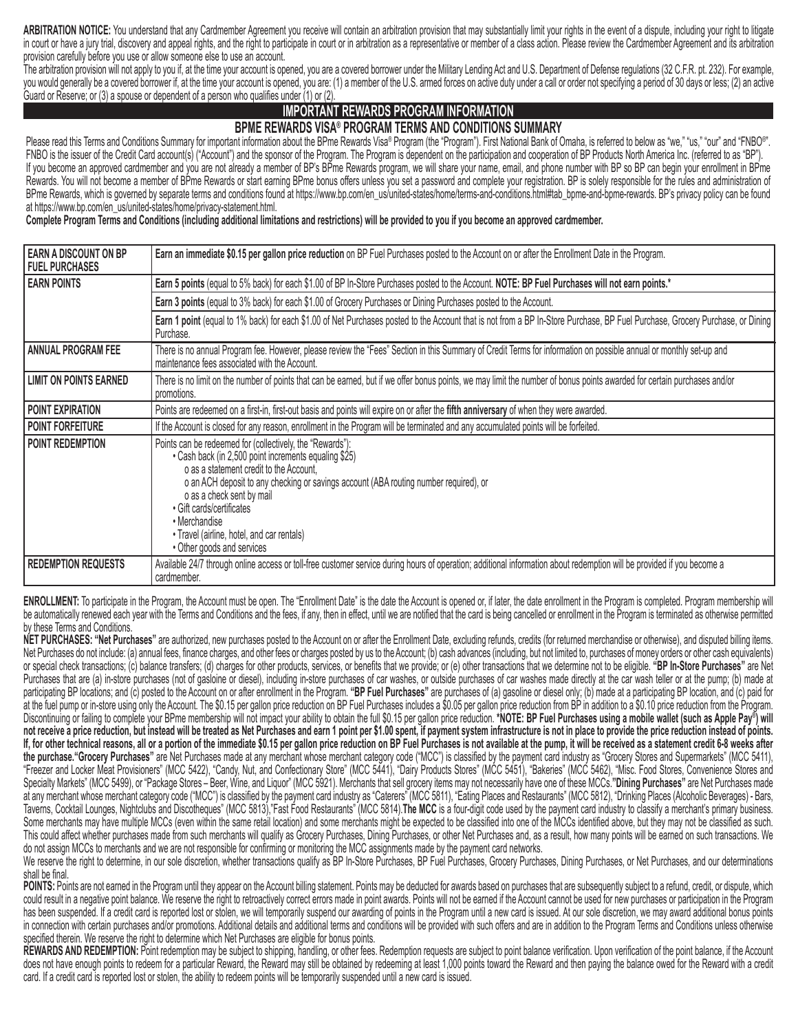**ARBITRATION NOTICE:** You understand that any Cardmember Agreement you receive will contain an arbitration provision that may substantially limit your rights in the event of a dispute, including your right to litigate in court or have a jury trial, discovery and appeal rights, and the right to participate in court or in arbitration as a representative or member of a class action. Please review the Cardmember Agreement and its arbitration provision carefully before you use or allow someone else to use an account.

The arbitration provision will not apply to you if, at the time your account is opened, you are a covered borrower under the Military Lending Act and U.S. Department of Defense regulations (32 C.F.R. pt. 232). For example, you would generally be a covered borrower if, at the time your account is opened, you are: (1) a member of the U.S. armed forces on active duty under a call or order not specifying a period of 30 days or less; (2) an active Guard or Reserve; or (3) a spouse or dependent of a person who qualifies under (1) or (2).

## IMPORTANT REWARDS PROGRAM INFORMATION

### BPME REWARDS VISA® PROGRAM TERMS AND CONDITIONS SUMMARY

Please read this Terms and Conditions Summary for important information about the BPme Rewards Visa® Program (the "Program"). First National Bank of Omaha, is referred to below as "we," "us," "our" and "FNBO®". FNBO is the issuer of the Credit Card account(s) ("Account") and the sponsor of the Program. The Program is dependent on the participation and cooperation of BP Products North America Inc. (referred to as "BP"). If you become an approved cardmember and you are not already a member of BP's BPme Rewards program, we will share your name, email, and phone number with BP so BP can begin your enrollment in BPme Rewards. You will not become a member of BPme Rewards or start earning BPme bonus offers unless you set a password and complete your registration. BP is solely responsible for the rules and administration of BPme Rewards, which is governed by separate terms and conditions found at https://www.bp.com/en_us/united-states/home/terms-and-conditions.html#tab_bpme-and-bpme-rewards. BP's privacy policy can be found at https://www.bp.com/en_us/united-states/home/privacy-statement.html.

**Complete Program Terms and Conditions (including additional limitations and restrictions) will be provided to you if you become an approved cardmember.**

| | |
|---|---|
| **EARN A DISCOUNT ON BP FUEL PURCHASES** | **Earn an immediate $0.15 per gallon price reduction** on BP Fuel Purchases posted to the Account on or after the Enrollment Date in the Program. |
| **EARN POINTS** | **Earn 5 points** (equal to 5% back) for each $1.00 of BP In-Store Purchases posted to the Account. **NOTE: BP Fuel Purchases will not earn points.*** |
| | **Earn 3 points** (equal to 3% back) for each $1.00 of Grocery Purchases or Dining Purchases posted to the Account. |
| | **Earn 1 point** (equal to 1% back) for each $1.00 of Net Purchases posted to the Account that is not from a BP In-Store Purchase, BP Fuel Purchase, Grocery Purchase, or Dining Purchase. |
| **ANNUAL PROGRAM FEE** | There is no annual Program fee. However, please review the "Fees" Section in this Summary of Credit Terms for information on possible annual or monthly set-up and maintenance fees associated with the Account. |
| **LIMIT ON POINTS EARNED** | There is no limit on the number of points that can be earned, but if we offer bonus points, we may limit the number of bonus points awarded for certain purchases and/or promotions. |
| **POINT EXPIRATION** | Points are redeemed on a first-in, first-out basis and points will expire on or after the **fifth anniversary** of when they were awarded. |
| **POINT FORFEITURE** | If the Account is closed for any reason, enrollment in the Program will be terminated and any accumulated points will be forfeited. |
| **POINT REDEMPTION** | Points can be redeemed for (collectively, the "Rewards"): • Cash back (in 2,500 point increments equaling $25) o as a statement credit to the Account, o an ACH deposit to any checking or savings account (ABA routing number required), or o as a check sent by mail • Gift cards/certificates • Merchandise • Travel (airline, hotel, and car rentals) • Other goods and services |
| **REDEMPTION REQUESTS** | Available 24/7 through online access or toll-free customer service during hours of operation; additional information about redemption will be provided if you become a cardmember. |

**ENROLLMENT:** To participate in the Program, the Account must be open. The "Enrollment Date" is the date the Account is opened or, if later, the date enrollment in the Program is completed. Program membership will be automatically renewed each year with the Terms and Conditions and the fees, if any, then in effect, until we are notified that the card is being cancelled or enrollment in the Program is terminated as otherwise permitted by these Terms and Conditions.

**NET PURCHASES: "Net Purchases"** are authorized, new purchases posted to the Account on or after the Enrollment Date, excluding refunds, credits (for returned merchandise or otherwise), and disputed billing items. Net Purchases do not include: (a) annual fees, finance charges, and other fees or charges posted by us to the Account; (b) cash advances (including, but not limited to, purchases of money orders or other cash equivalents) or special check transactions; (c) balance transfers; (d) charges for other products, services, or benefits that we provide; or (e) other transactions that we determine not to be eligible. **"BP In-Store Purchases"** are Net Purchases that are (a) in-store purchases (not of gasoline or diesel), including in-store purchases of car washes, or outside purchases of car washes made directly at the car wash teller or at the pump; (b) made at participating BP locations; and (c) posted to the Account on or after enrollment in the Program. **"BP Fuel Purchases"** are purchases of (a) gasoline or diesel only; (b) made at a participating BP location, and (c) paid for at the fuel pump or in-store using only the Account. The $0.15 per gallon price reduction on BP Fuel Purchases includes a $0.05 per gallon price reduction from BP in addition to a $0.10 price reduction from the Program. Discontinuing or failing to complete your BPme membership will not impact your ability to obtain the full $0.15 per gallon price reduction. **\*NOTE: BP Fuel Purchases using a mobile wallet (such as Apple Pay®) will not receive a price reduction, but instead will be treated as Net Purchases and earn 1 point per $1.00 spent, if payment system infrastructure is not in place to provide the price reduction instead of points. If, for other technical reasons, all or a portion of the immediate $0.15 per gallon price reduction on BP Fuel Purchases is not available at the pump, it will be received as a statement credit 6-8 weeks after the purchase. "Grocery Purchases"** are Net Purchases made at any merchant whose merchant category code ("MCC") is classified by the payment card industry as "Grocery Stores and Supermarkets" (MCC 5411), "Freezer and Locker Meat Provisioners" (MCC 5422), "Candy, Nut, and Confectionary Store" (MCC 5441), "Dairy Products Stores" (MCC 5451), "Bakeries" (MCC 5462), "Misc. Food Stores, Convenience Stores and Specialty Markets" (MCC 5499), or "Package Stores – Beer, Wine, and Liquor" (MCC 5921). Merchants that sell grocery items may not necessarily have one of these MCCs. **"Dining Purchases"** are Net Purchases made at any merchant whose merchant category code ("MCC") is classified by the payment card industry as "Caterers" (MCC 5811), "Eating Places and Restaurants" (MCC 5812), "Drinking Places (Alcoholic Beverages) - Bars, Taverns, Cocktail Lounges, Nightclubs and Discotheques" (MCC 5813), "Fast Food Restaurants" (MCC 5814). **The MCC** is a four-digit code used by the payment card industry to classify a merchant's primary business. Some merchants may have multiple MCCs (even within the same retail location) and some merchants might be expected to be classified into one of the MCCs identified above, but they may not be classified as such. This could affect whether purchases made from such merchants will qualify as Grocery Purchases, Dining Purchases, or other Net Purchases and, as a result, how many points will be earned on such transactions. We do not assign MCCs to merchants and we are not responsible for confirming or monitoring the MCC assignments made by the payment card networks.

We reserve the right to determine, in our sole discretion, whether transactions qualify as BP In-Store Purchases, BP Fuel Purchases, Grocery Purchases, Dining Purchases, or Net Purchases, and our determinations shall be final.

**POINTS:** Points are not earned in the Program until they appear on the Account billing statement. Points may be deducted for awards based on purchases that are subsequently subject to a refund, credit, or dispute, which could result in a negative point balance. We reserve the right to retroactively correct errors made in point awards. Points will not be earned if the Account cannot be used for new purchases or participation in the Program has been suspended. If a credit card is reported lost or stolen, we will temporarily suspend our awarding of points in the Program until a new card is issued. At our sole discretion, we may award additional bonus points in connection with certain purchases and/or promotions. Additional details and additional terms and conditions will be provided with such offers and are in addition to the Program Terms and Conditions unless otherwise specified therein. We reserve the right to determine which Net Purchases are eligible for bonus points.

**REWARDS AND REDEMPTION:** Point redemption may be subject to shipping, handling, or other fees. Redemption requests are subject to point balance verification. Upon verification of the point balance, if the Account does not have enough points to redeem for a particular Reward, the Reward may still be obtained by redeeming at least 1,000 points toward the Reward and then paying the balance owed for the Reward with a credit card. If a credit card is reported lost or stolen, the ability to redeem points will be temporarily suspended until a new card is issued.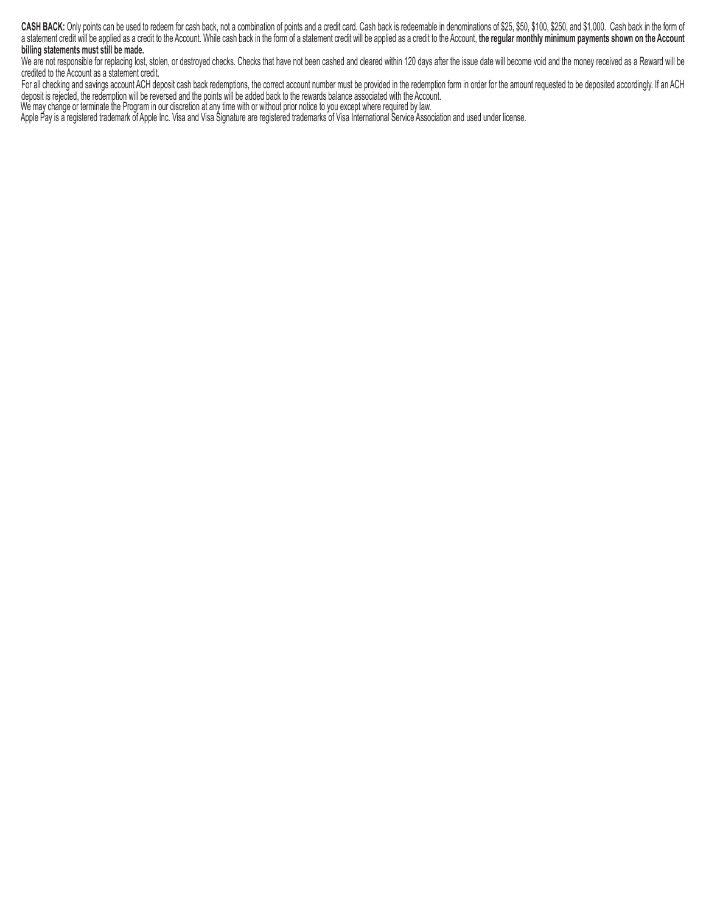**CASH BACK:** Only points can be used to redeem for cash back, not a combination of points and a credit card. Cash back is redeemable in denominations of $25, $50, $100, $250, and $1,000. Cash back in the form of a statement credit will be applied as a credit to the Account. While cash back in the form of a statement credit will be applied as a credit to the Account, **the regular monthly minimum payments shown on the Account billing statements must still be made.**

We are not responsible for replacing lost, stolen, or destroyed checks. Checks that have not been cashed and cleared within 120 days after the issue date will become void and the money received as a Reward will be credited to the Account as a statement credit.

For all checking and savings account ACH deposit cash back redemptions, the correct account number must be provided in the redemption form in order for the amount requested to be deposited accordingly. If an ACH deposit is rejected, the redemption will be reversed and the points will be added back to the rewards balance associated with the Account.

We may change or terminate the Program in our discretion at any time with or without prior notice to you except where required by law.

Apple Pay is a registered trademark of Apple Inc. Visa and Visa Signature are registered trademarks of Visa International Service Association and used under license.